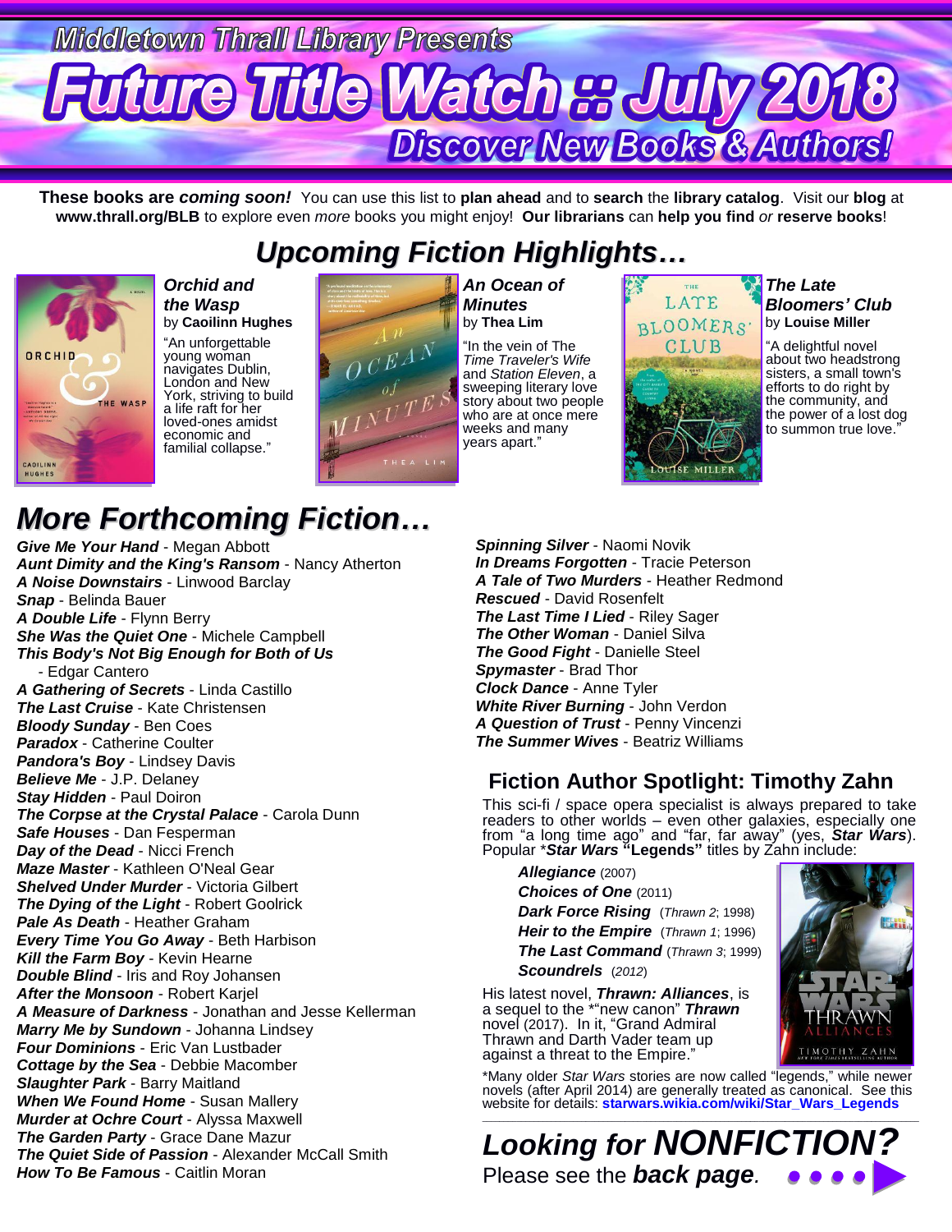Middletown Thrall Library Presents

# Future Title Watch :: July 2018

## Discover New Books & Authors!

**These books are *coming soon!*** You can use this list to **plan ahead** and to **search** the **library catalog**. Visit our **blog** at **www.thrall.org/BLB** to explore even *more* books you might enjoy! **Our librarians** can **help you find** *or* **reserve books**!

## *Upcoming Fiction Highlights…*

***Orchid and the Wasp*** by **Caoilinn Hughes**

"An unforgettable young woman navigates Dublin, London and New York, striving to build a life raft for her loved-ones amidst economic and familial collapse."

***An Ocean of Minutes*** by **Thea Lim**

"In the vein of The *Time Traveler's Wife* and *Station Eleven*, a sweeping literary love story about two people who are at once mere weeks and many years apart."

***The Late Bloomers' Club*** by **Louise Miller**

"A delightful novel about two headstrong sisters, a small town's efforts to do right by the community, and the power of a lost dog to summon true love."

## *More Forthcoming Fiction…*

***Give Me Your Hand*** - Megan Abbott
***Aunt Dimity and the King's Ransom*** - Nancy Atherton
***A Noise Downstairs*** - Linwood Barclay
***Snap*** - Belinda Bauer
***A Double Life*** - Flynn Berry
***She Was the Quiet One*** - Michele Campbell
***This Body's Not Big Enough for Both of Us*** - Edgar Cantero
***A Gathering of Secrets*** - Linda Castillo
***The Last Cruise*** - Kate Christensen
***Bloody Sunday*** - Ben Coes
***Paradox*** - Catherine Coulter
***Pandora's Boy*** - Lindsey Davis
***Believe Me*** - J.P. Delaney
***Stay Hidden*** - Paul Doiron
***The Corpse at the Crystal Palace*** - Carola Dunn
***Safe Houses*** - Dan Fesperman
***Day of the Dead*** - Nicci French
***Maze Master*** - Kathleen O'Neal Gear
***Shelved Under Murder*** - Victoria Gilbert
***The Dying of the Light*** - Robert Goolrick
***Pale As Death*** - Heather Graham
***Every Time You Go Away*** - Beth Harbison
***Kill the Farm Boy*** - Kevin Hearne
***Double Blind*** - Iris and Roy Johansen
***After the Monsoon*** - Robert Karjel
***A Measure of Darkness*** - Jonathan and Jesse Kellerman
***Marry Me by Sundown*** - Johanna Lindsey
***Four Dominions*** - Eric Van Lustbader
***Cottage by the Sea*** - Debbie Macomber
***Slaughter Park*** - Barry Maitland
***When We Found Home*** - Susan Mallery
***Murder at Ochre Court*** - Alyssa Maxwell
***The Garden Party*** - Grace Dane Mazur
***The Quiet Side of Passion*** - Alexander McCall Smith
***How To Be Famous*** - Caitlin Moran
***Spinning Silver*** - Naomi Novik
***In Dreams Forgotten*** - Tracie Peterson
***A Tale of Two Murders*** - Heather Redmond
***Rescued*** - David Rosenfelt
***The Last Time I Lied*** - Riley Sager
***The Other Woman*** - Daniel Silva
***The Good Fight*** - Danielle Steel
***Spymaster*** - Brad Thor
***Clock Dance*** - Anne Tyler
***White River Burning*** - John Verdon
***A Question of Trust*** - Penny Vincenzi
***The Summer Wives*** - Beatriz Williams

## Fiction Author Spotlight: Timothy Zahn

This sci-fi / space opera specialist is always prepared to take readers to other worlds – even other galaxies, especially one from "a long time ago" and "far, far away" (yes, ***Star Wars***). Popular ****Star Wars* "Legends"** titles by Zahn include:

- ***Allegiance*** (2007)
- ***Choices of One*** (2011)
- ***Dark Force Rising*** (*Thrawn 2*; 1998)
- ***Heir to the Empire*** (*Thrawn 1*; 1996)
- ***The Last Command*** (*Thrawn 3*; 1999)
- ***Scoundrels*** (2012)

His latest novel, ***Thrawn: Alliances***, is a sequel to the *"new canon" ***Thrawn*** novel (2017). In it, "Grand Admiral Thrawn and Darth Vader team up against a threat to the Empire."

*Many older *Star Wars* stories are now called "legends," while newer novels (after April 2014) are generally treated as canonical. See this website for details: **starwars.wikia.com/wiki/Star_Wars_Legends**

## *Looking for **NONFICTION?***

Please see the ***back page***.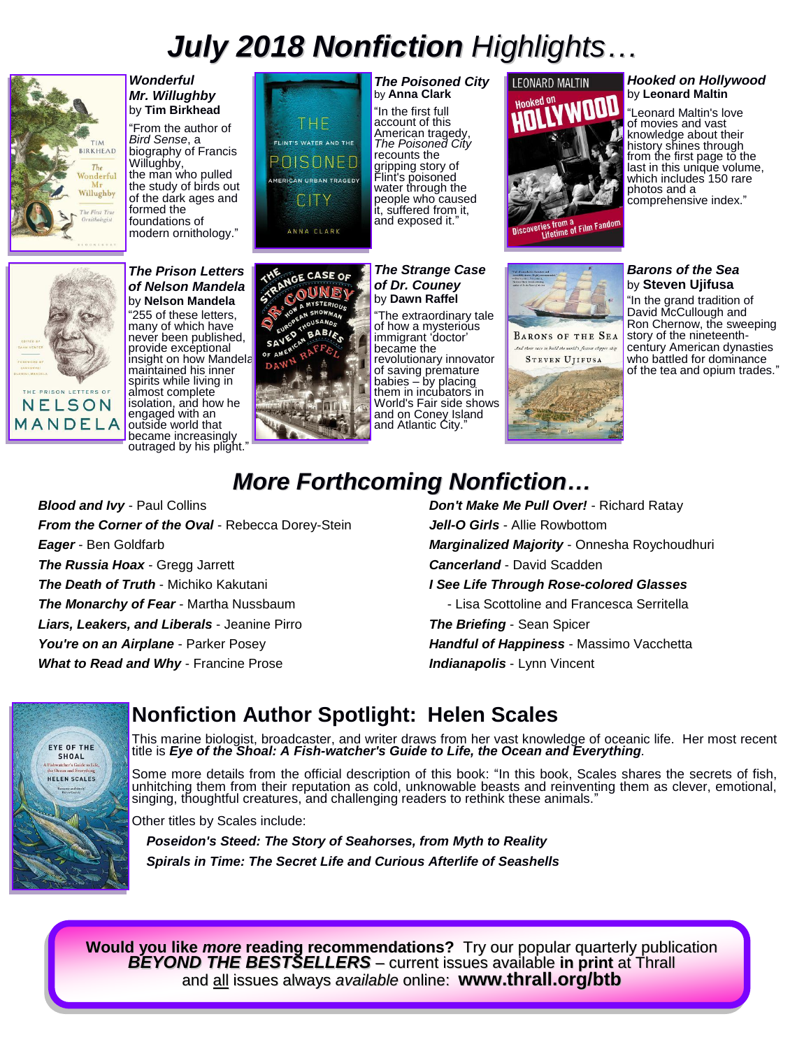# ***July 2018 Nonfiction*** *Highlights…*

***Wonderful Mr. Willughby***
by **Tim Birkhead**

"From the author of *Bird Sense*, a biography of Francis Willughby, the man who pulled the study of birds out of the dark ages and formed the foundations of modern ornithology."

***The Poisoned City***
by **Anna Clark**

"In the first full account of this American tragedy, *The Poisoned City* recounts the gripping story of Flint's poisoned water through the people who caused it, suffered from it, and exposed it."

***Hooked on Hollywood***
by **Leonard Maltin**

"Leonard Maltin's love of movies and vast knowledge about their history shines through from the first page to the last in this unique volume, which includes 150 rare photos and a comprehensive index."

***The Prison Letters of Nelson Mandela***
by **Nelson Mandela**

"255 of these letters, many of which have never been published, provide exceptional insight on how Mandela maintained his inner spirits while living in almost complete isolation, and how he engaged with an outside world that became increasingly outraged by his plight."

***The Strange Case of Dr. Couney***
by **Dawn Raffel**

"The extraordinary tale of how a mysterious immigrant 'doctor' became the revolutionary innovator of saving premature babies – by placing them in incubators in World's Fair side shows and on Coney Island and Atlantic City."

***Barons of the Sea***
by **Steven Ujifusa**

"In the grand tradition of David McCullough and Ron Chernow, the sweeping story of the nineteenth-century American dynasties who battled for dominance of the tea and opium trades."

## ***More Forthcoming Nonfiction…***

***Blood and Ivy*** - Paul Collins
***From the Corner of the Oval*** - Rebecca Dorey-Stein
***Eager*** - Ben Goldfarb
***The Russia Hoax*** - Gregg Jarrett
***The Death of Truth*** - Michiko Kakutani
***The Monarchy of Fear*** - Martha Nussbaum
***Liars, Leakers, and Liberals*** - Jeanine Pirro
***You're on an Airplane*** - Parker Posey
***What to Read and Why*** - Francine Prose
***Don't Make Me Pull Over!*** - Richard Ratay
***Jell-O Girls*** - Allie Rowbottom
***Marginalized Majority*** - Onnesha Roychoudhuri
***Cancerland*** - David Scadden
***I See Life Through Rose-colored Glasses*** - Lisa Scottoline and Francesca Serritella
***The Briefing*** - Sean Spicer
***Handful of Happiness*** - Massimo Vacchetta
***Indianapolis*** - Lynn Vincent

## Nonfiction Author Spotlight: Helen Scales

This marine biologist, broadcaster, and writer draws from her vast knowledge of oceanic life. Her most recent title is ***Eye of the Shoal: A Fish-watcher's Guide to Life, the Ocean and Everything***.

Some more details from the official description of this book: "In this book, Scales shares the secrets of fish, unhitching them from their reputation as cold, unknowable beasts and reinventing them as clever, emotional, singing, thoughtful creatures, and challenging readers to rethink these animals."

Other titles by Scales include:

***Poseidon's Steed: The Story of Seahorses, from Myth to Reality***
***Spirals in Time: The Secret Life and Curious Afterlife of Seashells***

**Would you like *more* reading recommendations?** Try our popular quarterly publication ***BEYOND THE BESTSELLERS*** – current issues available **in print** at Thrall and all issues always *available* online: **www.thrall.org/btb**